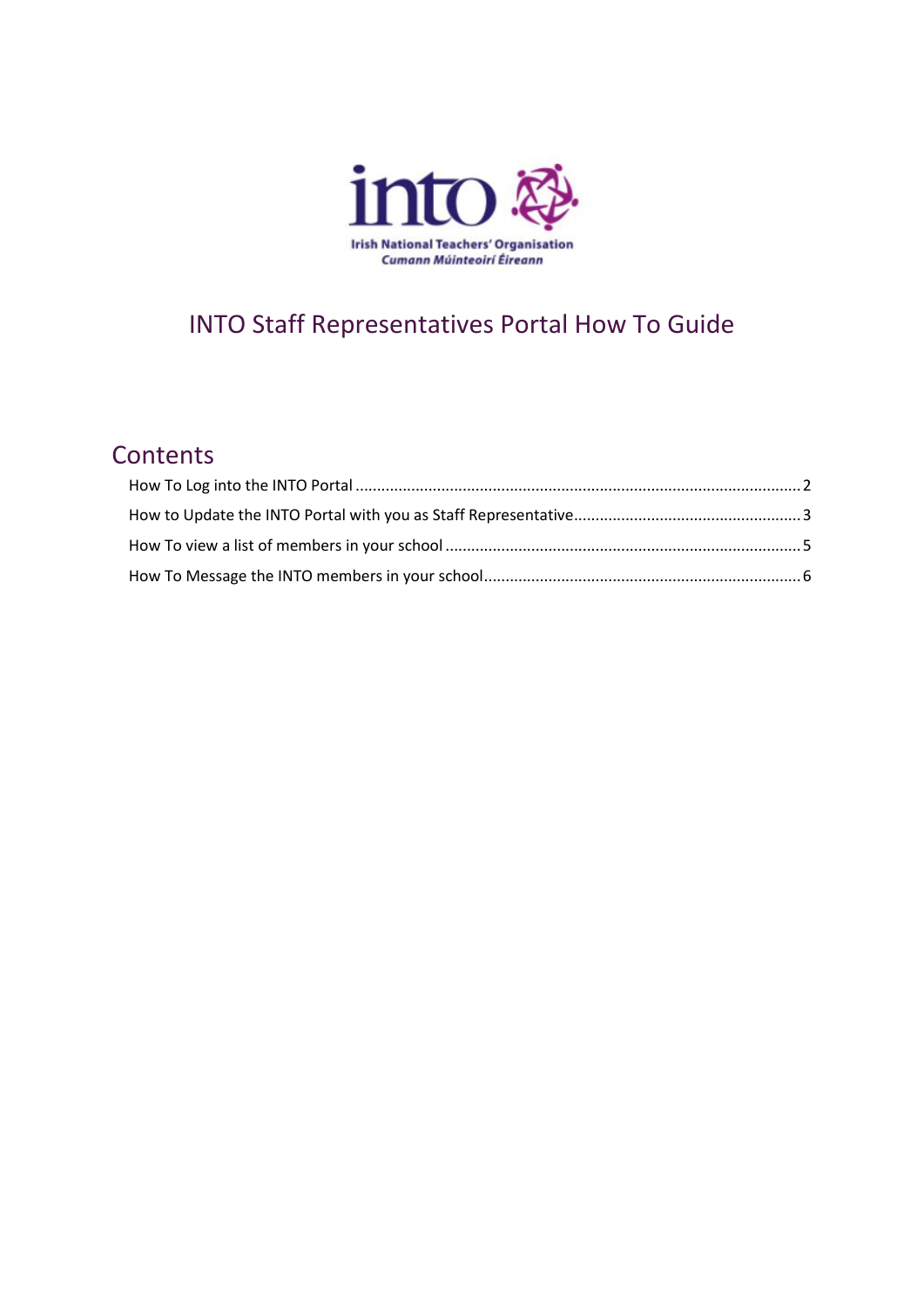# INTO Staff Representatives Portal How To Guide

## Contents

How To Log into the INTO Portal ........................................................................................................ 2

How to Update the INTO Portal with you as Staff Representative.................................................... 3

How To view a list of members in your school .................................................................................. 5

How To Message the INTO members in your school......................................................................... 6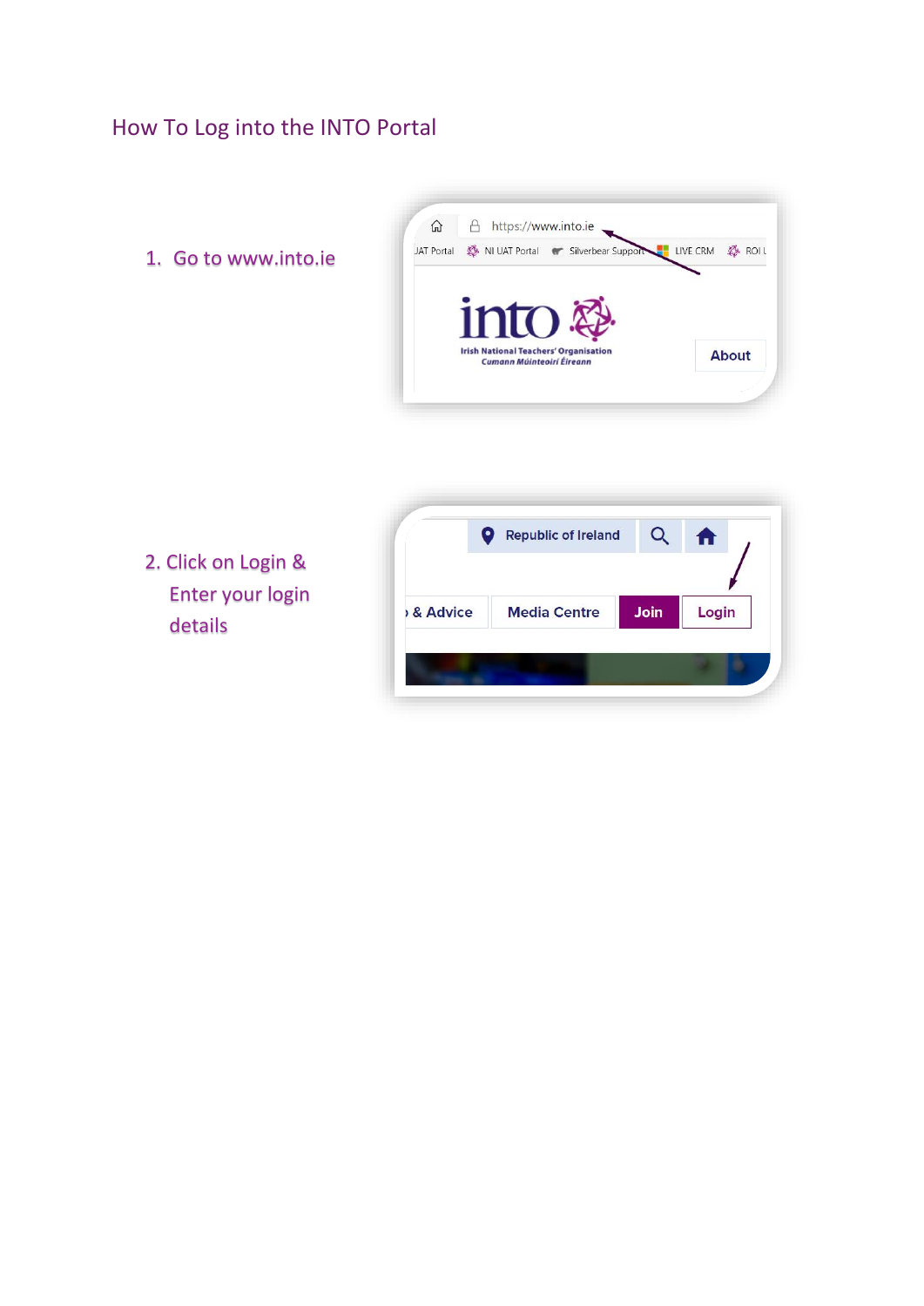# How To Log into the INTO Portal

1. Go to www.into.ie

2. Click on Login & Enter your login details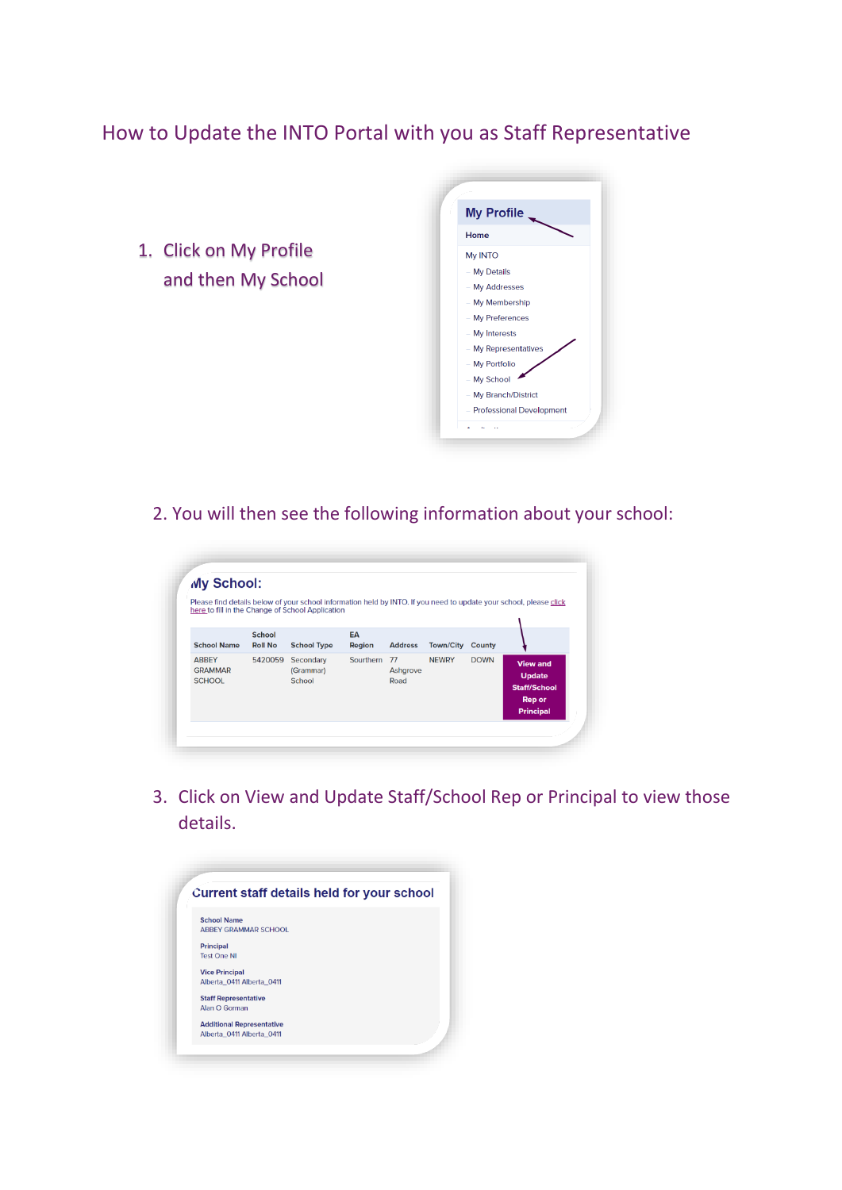# How to Update the INTO Portal with you as Staff Representative

1. Click on My Profile and then My School

**My Profile**

Home

My INTO

- My Details
- My Addresses
- My Membership
- My Preferences
- My Interests
- My Representatives
- My Portfolio
- My School
- My Branch/District
- Professional Development

2. You will then see the following information about your school:

**My School:**

Please find details below of your school information held by INTO. If you need to update your school, please click here to fill in the Change of School Application

| School Name | School Roll No | School Type | EA Region | Address | Town/City | County | |
|---|---|---|---|---|---|---|---|
| ABBEY GRAMMAR SCHOOL | 5420059 | Secondary (Grammar) School | Southern | 77 Ashgrove Road | NEWRY | DOWN | View and Update Staff/School Rep or Principal |

3. Click on View and Update Staff/School Rep or Principal to view those details.

**Current staff details held for your school**

**School Name**
ABBEY GRAMMAR SCHOOL

**Principal**
Test One NI

**Vice Principal**
Alberta_0411 Alberta_0411

**Staff Representative**
Alan O Gorman

**Additional Representative**
Alberta_0411 Alberta_0411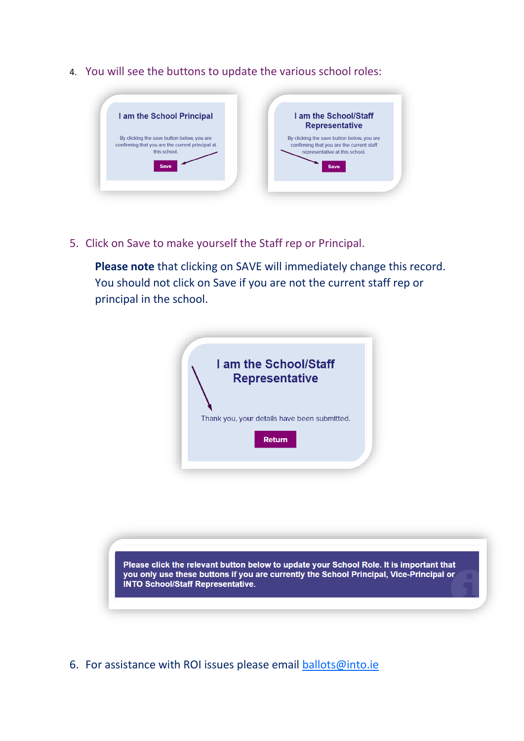4. You will see the buttons to update the various school roles:

I am the School Principal

By clicking the save button below, you are confirming that you are the current principal at this school.

Save

I am the School/Staff Representative

By clicking the save button below, you are confirming that you are the current staff representative at this school.

Save

5. Click on Save to make yourself the Staff rep or Principal.

   **Please note** that clicking on SAVE will immediately change this record. You should not click on Save if you are not the current staff rep or principal in the school.

I am the School/Staff Representative

Thank you, your details have been submitted.

Return

**Please click the relevant button below to update your School Role. It is important that you only use these buttons if you are currently the School Principal, Vice-Principal or INTO School/Staff Representative.**

6. For assistance with ROI issues please email [ballots@into.ie](mailto:ballots@into.ie)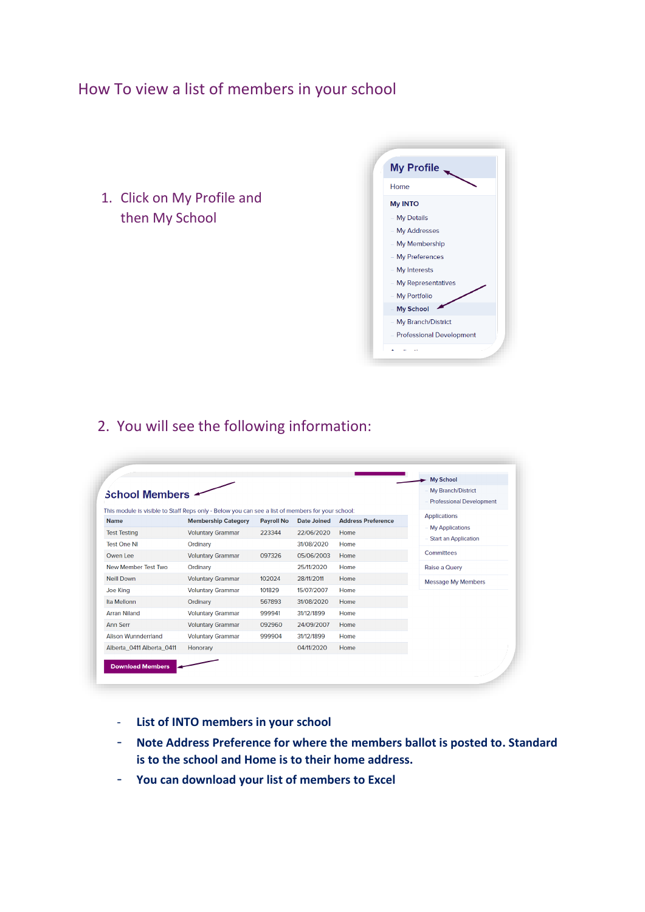# How To view a list of members in your school

1. Click on My Profile and then My School

**My Profile**

Home

**My INTO**

- My Details
- My Addresses
- My Membership
- My Preferences
- My Interests
- My Representatives
- My Portfolio
- **My School**
- My Branch/District
- Professional Development

2. You will see the following information:

**School Members**

This module is visible to Staff Reps only - Below you can see a list of members for your school.

| Name | Membership Category | Payroll No | Date Joined | Address Preference |
|---|---|---|---|---|
| Test Testing | Voluntary Grammar | 223344 | 22/06/2020 | Home |
| Test One NI | Ordinary | | 31/08/2020 | Home |
| Owen Lee | Voluntary Grammar | 097326 | 05/06/2003 | Home |
| New Member Test Two | Ordinary | | 25/11/2020 | Home |
| Neill Down | Voluntary Grammar | 102024 | 28/11/2011 | Home |
| Joe King | Voluntary Grammar | 101829 | 15/07/2007 | Home |
| Ita Mellonn | Ordinary | 567893 | 31/08/2020 | Home |
| Arran Niland | Voluntary Grammar | 999941 | 31/12/1899 | Home |
| Ann Serr | Voluntary Grammar | 092960 | 24/09/2007 | Home |
| Alison Wunnderrland | Voluntary Grammar | 999904 | 31/12/1899 | Home |
| Alberta_0411 Alberta_0411 | Honorary | | 04/11/2020 | Home |

Download Members

- My School
- My Branch/District
- Professional Development

Applications
- My Applications
- Start an Application

Committees

Raise a Query

Message My Members

- **List of INTO members in your school**
- **Note Address Preference for where the members ballot is posted to. Standard is to the school and Home is to their home address.**
- **You can download your list of members to Excel**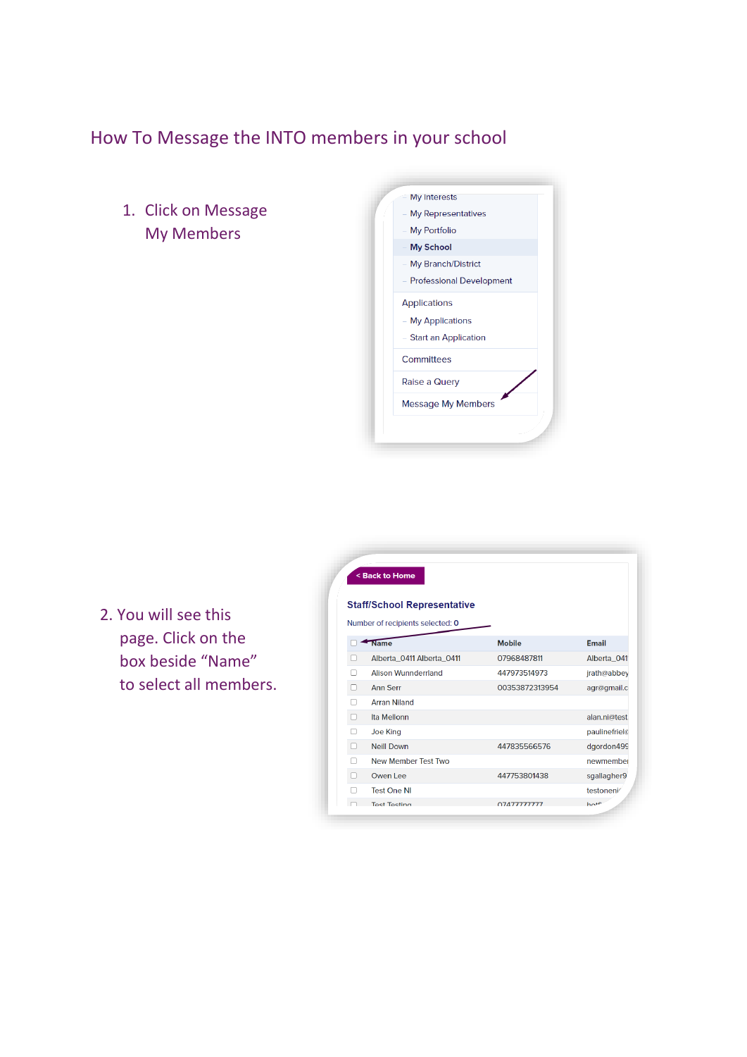## How To Message the INTO members in your school

1. Click on Message My Members

- My Interests
- My Representatives
- My Portfolio
- My School
- My Branch/District
- Professional Development

Applications

- My Applications
- Start an Application

Committees

Raise a Query

Message My Members

2. You will see this page. Click on the box beside "Name" to select all members.

< Back to Home

**Staff/School Representative**

Number of recipients selected: **0**

| | Name | Mobile | Email |
|---|---|---|---|
| ☐ | Alberta_0411 Alberta_0411 | 07968487811 | Alberta_041 |
| ☐ | Alison Wunnderrland | 447973514973 | jrath@abbey |
| ☐ | Ann Serr | 00353872313954 | agr@gmail.c |
| ☐ | Arran Niland | | |
| ☐ | Ita Mellonn | | alan.ni@test |
| ☐ | Joe King | | paulinefriel@ |
| ☐ | Neill Down | 447835566576 | dgordon499 |
| ☐ | New Member Test Two | | newmember |
| ☐ | Owen Lee | 447753801438 | sgallagher9 |
| ☐ | Test One NI | | testoneni |
| ☐ | Test Testing | 07477777777 | |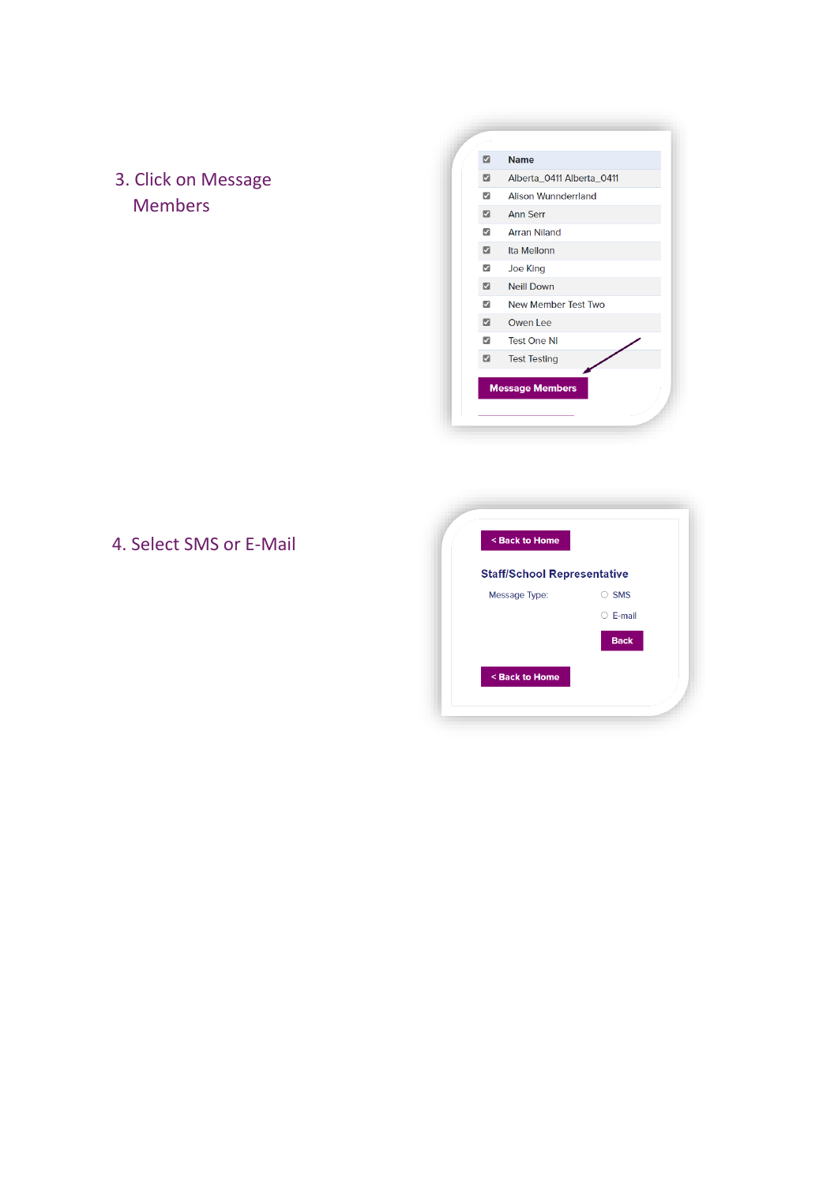3. Click on Message Members

| ☑ | Name |
|---|---|
| ☑ | Alberta_0411 Alberta_0411 |
| ☑ | Alison Wunnderrland |
| ☑ | Ann Serr |
| ☑ | Arran Niland |
| ☑ | Ita Mellonn |
| ☑ | Joe King |
| ☑ | Neill Down |
| ☑ | New Member Test Two |
| ☑ | Owen Lee |
| ☑ | Test One NI |
| ☑ | Test Testing |

**Message Members**

4. Select SMS or E-Mail

**< Back to Home**

**Staff/School Representative**

Message Type: ○ SMS ○ E-mail

**Back**

**< Back to Home**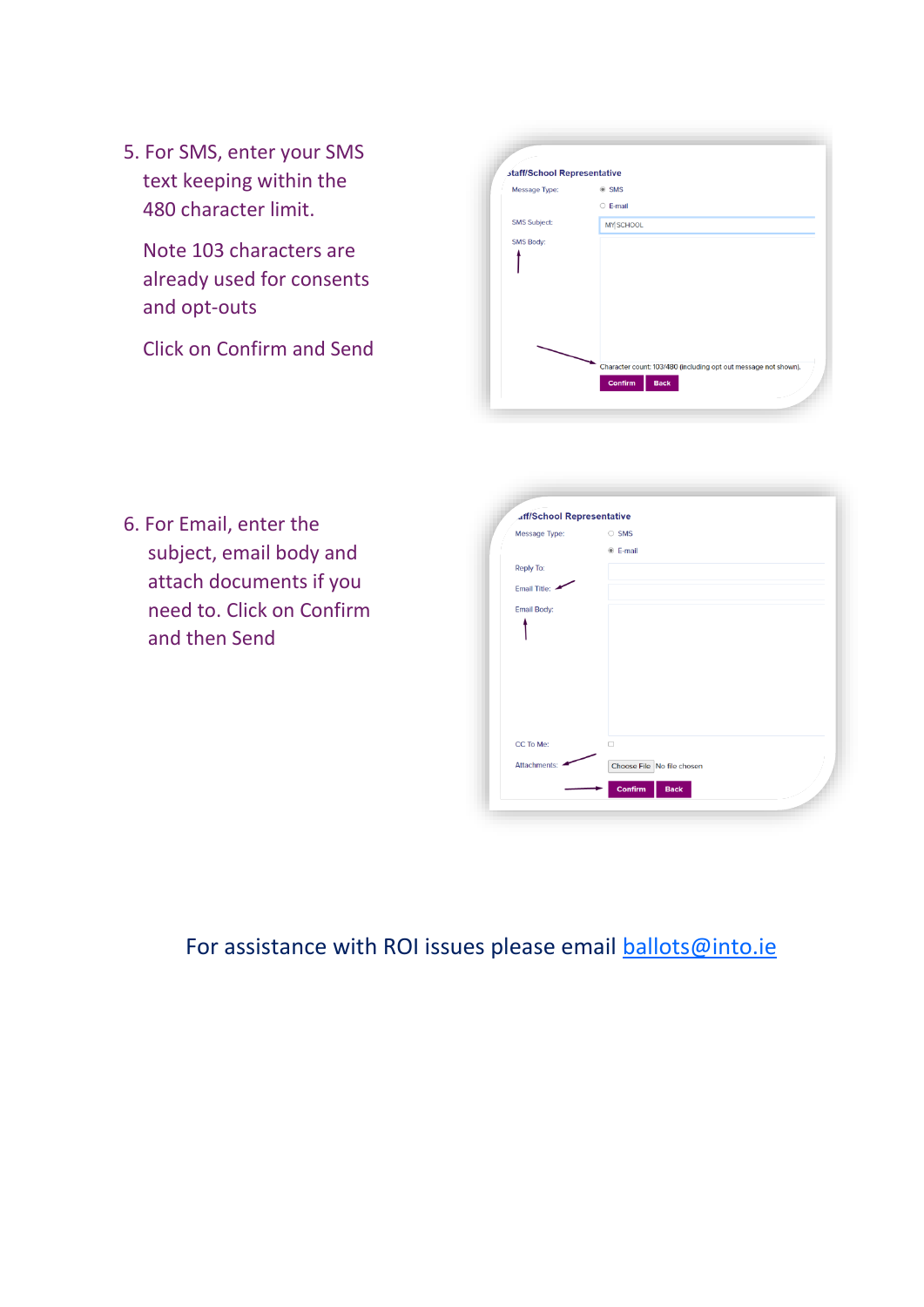5. For SMS, enter your SMS text keeping within the 480 character limit.

   Note 103 characters are already used for consents and opt-outs

   Click on Confirm and Send

6. For Email, enter the subject, email body and attach documents if you need to. Click on Confirm and then Send

For assistance with ROI issues please email [ballots@into.ie](mailto:ballots@into.ie)